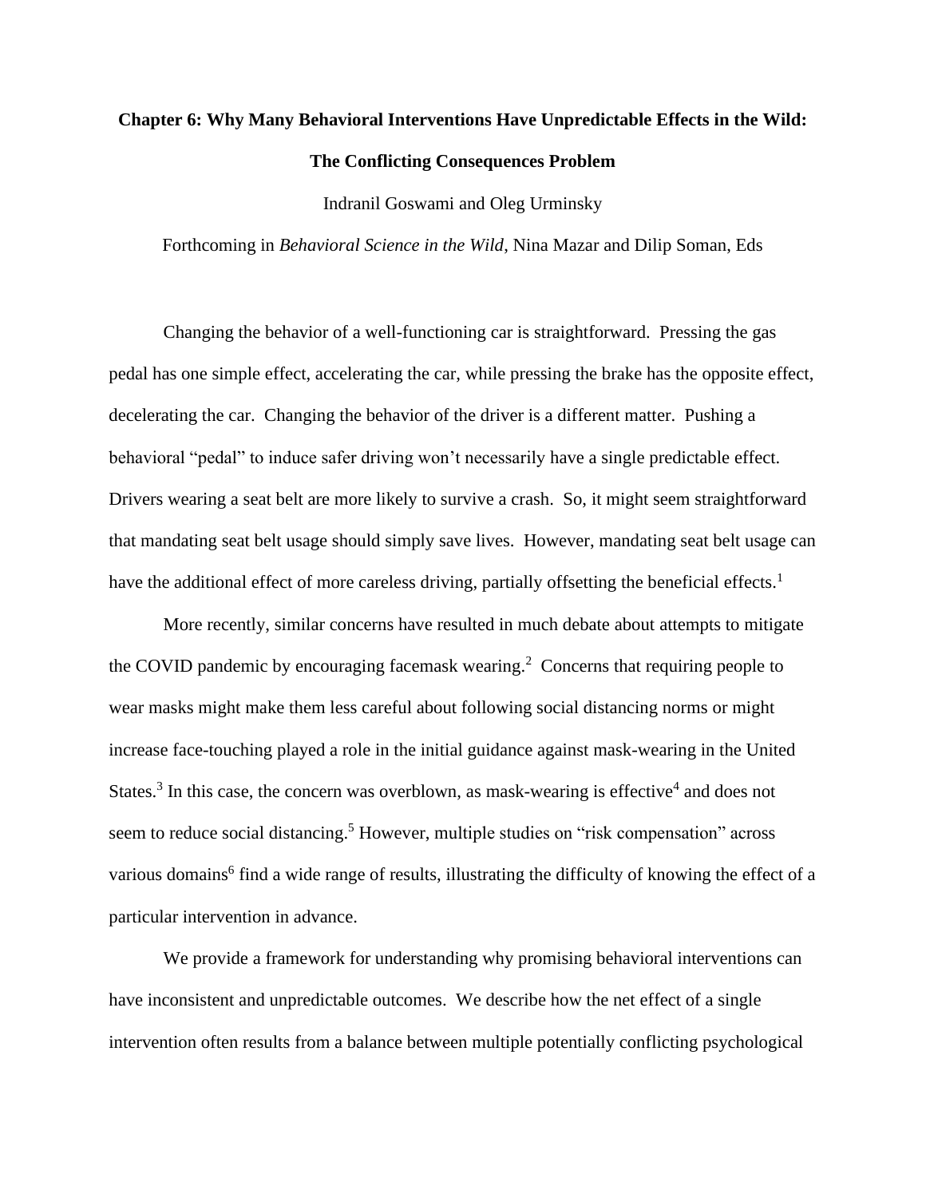# Chapter 6: Why Many Behavioral Interventions Have Unpredictable Effects in the Wild: The Conflicting Consequences Problem

Indranil Goswami and Oleg Urminsky

Forthcoming in *Behavioral Science in the Wild*, Nina Mazar and Dilip Soman, Eds

Changing the behavior of a well-functioning car is straightforward. Pressing the gas pedal has one simple effect, accelerating the car, while pressing the brake has the opposite effect, decelerating the car. Changing the behavior of the driver is a different matter. Pushing a behavioral "pedal" to induce safer driving won't necessarily have a single predictable effect. Drivers wearing a seat belt are more likely to survive a crash. So, it might seem straightforward that mandating seat belt usage should simply save lives. However, mandating seat belt usage can have the additional effect of more careless driving, partially offsetting the beneficial effects.[1]

More recently, similar concerns have resulted in much debate about attempts to mitigate the COVID pandemic by encouraging facemask wearing.[2] Concerns that requiring people to wear masks might make them less careful about following social distancing norms or might increase face-touching played a role in the initial guidance against mask-wearing in the United States.[3] In this case, the concern was overblown, as mask-wearing is effective[4] and does not seem to reduce social distancing.[5] However, multiple studies on "risk compensation" across various domains[6] find a wide range of results, illustrating the difficulty of knowing the effect of a particular intervention in advance.

We provide a framework for understanding why promising behavioral interventions can have inconsistent and unpredictable outcomes. We describe how the net effect of a single intervention often results from a balance between multiple potentially conflicting psychological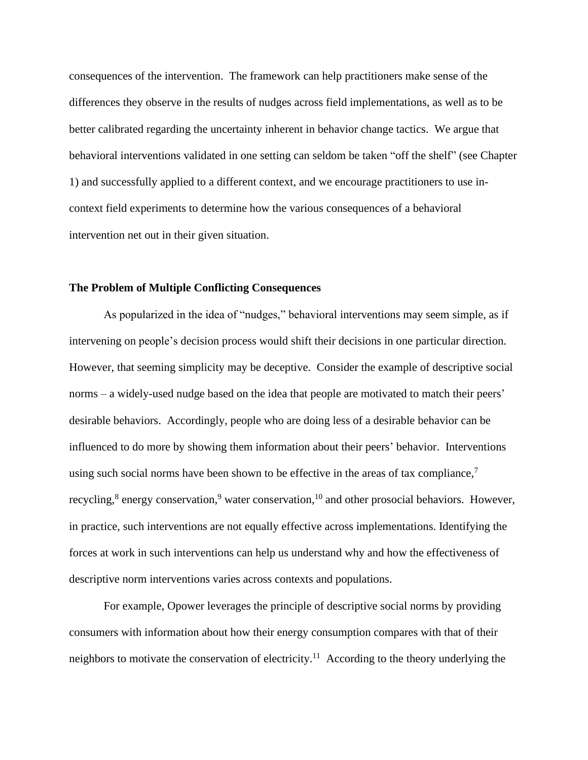consequences of the intervention. The framework can help practitioners make sense of the differences they observe in the results of nudges across field implementations, as well as to be better calibrated regarding the uncertainty inherent in behavior change tactics. We argue that behavioral interventions validated in one setting can seldom be taken "off the shelf" (see Chapter 1) and successfully applied to a different context, and we encourage practitioners to use in-context field experiments to determine how the various consequences of a behavioral intervention net out in their given situation.

**The Problem of Multiple Conflicting Consequences**

As popularized in the idea of "nudges," behavioral interventions may seem simple, as if intervening on people's decision process would shift their decisions in one particular direction. However, that seeming simplicity may be deceptive. Consider the example of descriptive social norms – a widely-used nudge based on the idea that people are motivated to match their peers' desirable behaviors. Accordingly, people who are doing less of a desirable behavior can be influenced to do more by showing them information about their peers' behavior. Interventions using such social norms have been shown to be effective in the areas of tax compliance,[7] recycling,[8] energy conservation,[9] water conservation,[10] and other prosocial behaviors. However, in practice, such interventions are not equally effective across implementations. Identifying the forces at work in such interventions can help us understand why and how the effectiveness of descriptive norm interventions varies across contexts and populations.

For example, Opower leverages the principle of descriptive social norms by providing consumers with information about how their energy consumption compares with that of their neighbors to motivate the conservation of electricity.[11] According to the theory underlying the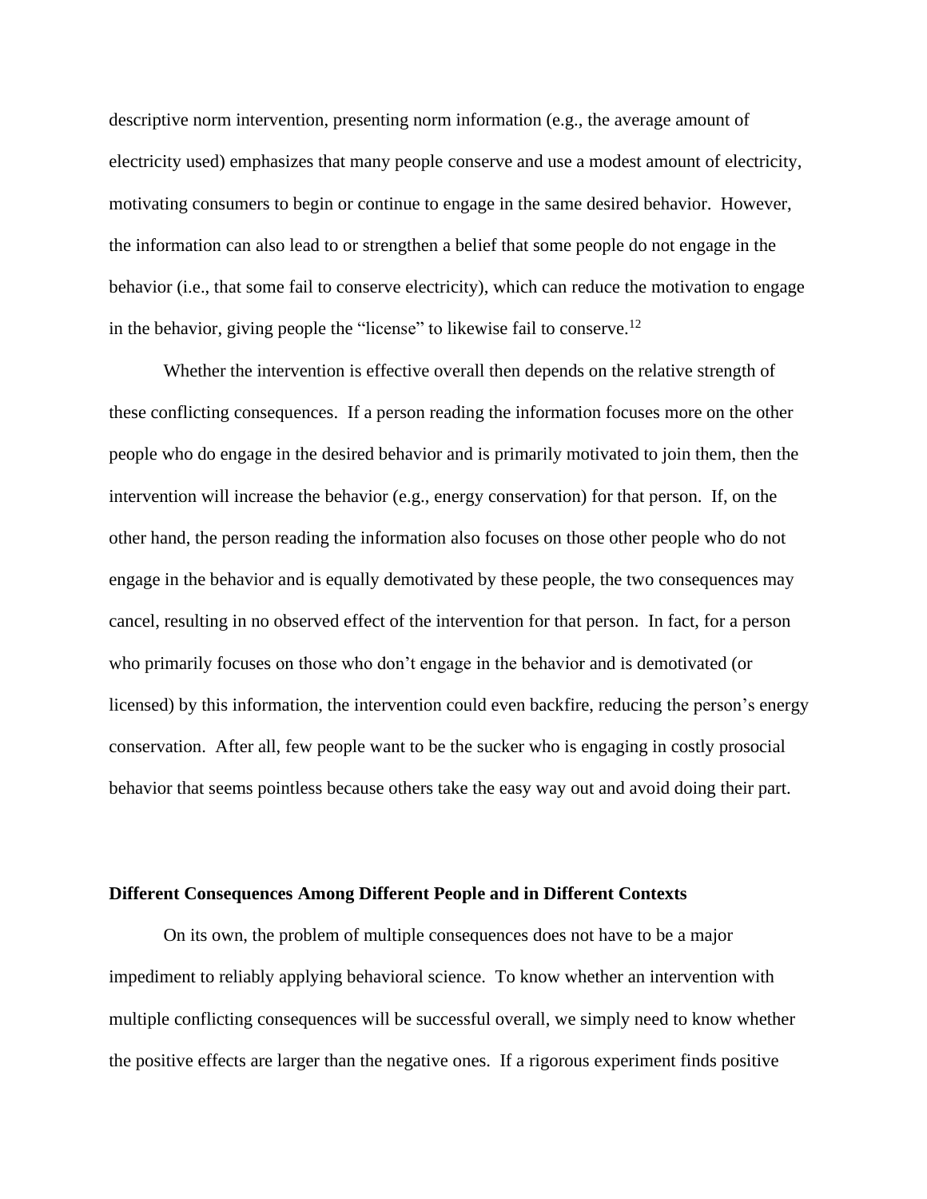descriptive norm intervention, presenting norm information (e.g., the average amount of electricity used) emphasizes that many people conserve and use a modest amount of electricity, motivating consumers to begin or continue to engage in the same desired behavior. However, the information can also lead to or strengthen a belief that some people do not engage in the behavior (i.e., that some fail to conserve electricity), which can reduce the motivation to engage in the behavior, giving people the "license" to likewise fail to conserve.[12]

Whether the intervention is effective overall then depends on the relative strength of these conflicting consequences. If a person reading the information focuses more on the other people who do engage in the desired behavior and is primarily motivated to join them, then the intervention will increase the behavior (e.g., energy conservation) for that person. If, on the other hand, the person reading the information also focuses on those other people who do not engage in the behavior and is equally demotivated by these people, the two consequences may cancel, resulting in no observed effect of the intervention for that person. In fact, for a person who primarily focuses on those who don't engage in the behavior and is demotivated (or licensed) by this information, the intervention could even backfire, reducing the person's energy conservation. After all, few people want to be the sucker who is engaging in costly prosocial behavior that seems pointless because others take the easy way out and avoid doing their part.

**Different Consequences Among Different People and in Different Contexts**

On its own, the problem of multiple consequences does not have to be a major impediment to reliably applying behavioral science. To know whether an intervention with multiple conflicting consequences will be successful overall, we simply need to know whether the positive effects are larger than the negative ones. If a rigorous experiment finds positive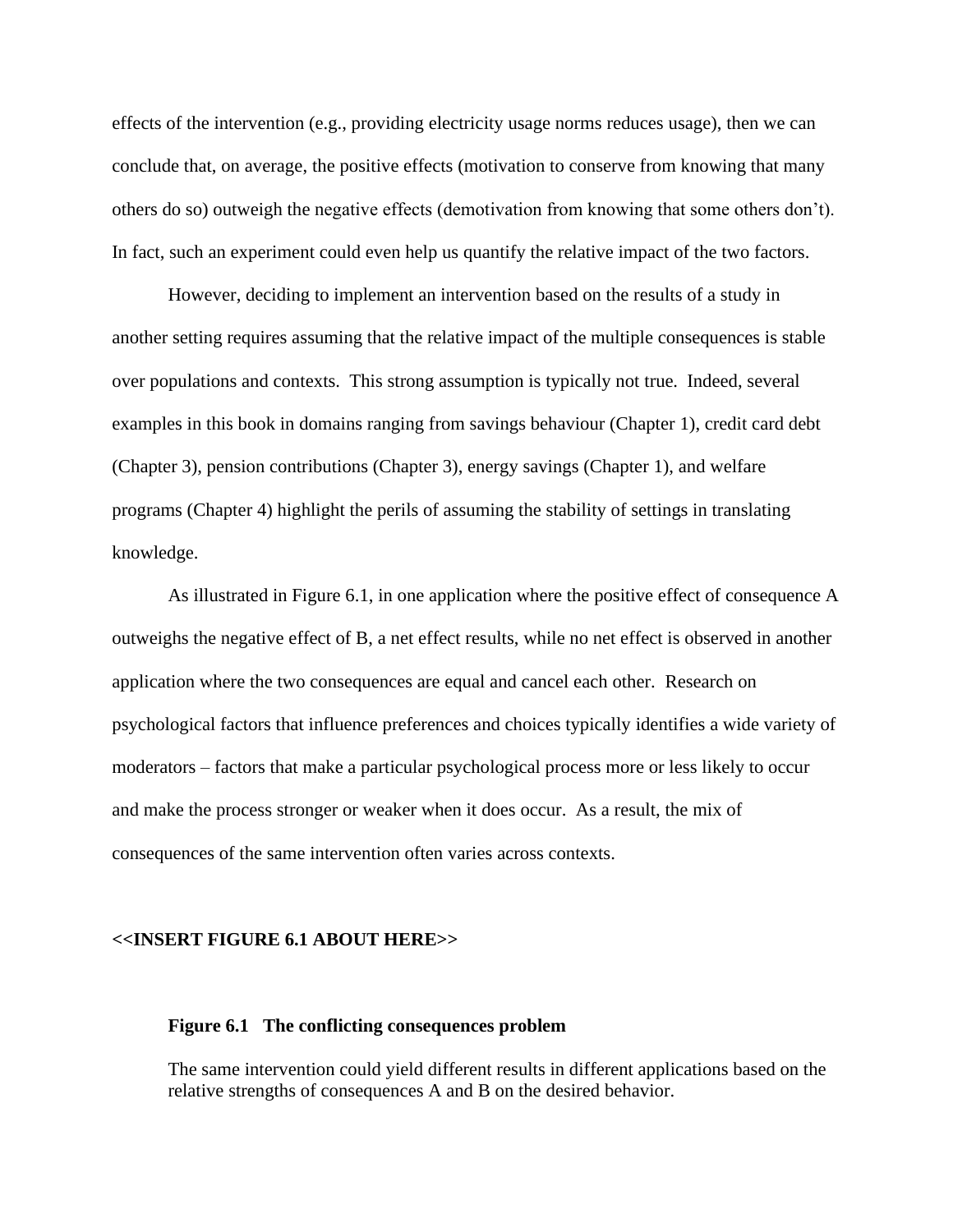effects of the intervention (e.g., providing electricity usage norms reduces usage), then we can conclude that, on average, the positive effects (motivation to conserve from knowing that many others do so) outweigh the negative effects (demotivation from knowing that some others don't). In fact, such an experiment could even help us quantify the relative impact of the two factors.

However, deciding to implement an intervention based on the results of a study in another setting requires assuming that the relative impact of the multiple consequences is stable over populations and contexts. This strong assumption is typically not true. Indeed, several examples in this book in domains ranging from savings behaviour (Chapter 1), credit card debt (Chapter 3), pension contributions (Chapter 3), energy savings (Chapter 1), and welfare programs (Chapter 4) highlight the perils of assuming the stability of settings in translating knowledge.

As illustrated in Figure 6.1, in one application where the positive effect of consequence A outweighs the negative effect of B, a net effect results, while no net effect is observed in another application where the two consequences are equal and cancel each other. Research on psychological factors that influence preferences and choices typically identifies a wide variety of moderators – factors that make a particular psychological process more or less likely to occur and make the process stronger or weaker when it does occur. As a result, the mix of consequences of the same intervention often varies across contexts.

**<<INSERT FIGURE 6.1 ABOUT HERE>>**

**Figure 6.1 The conflicting consequences problem**

The same intervention could yield different results in different applications based on the relative strengths of consequences A and B on the desired behavior.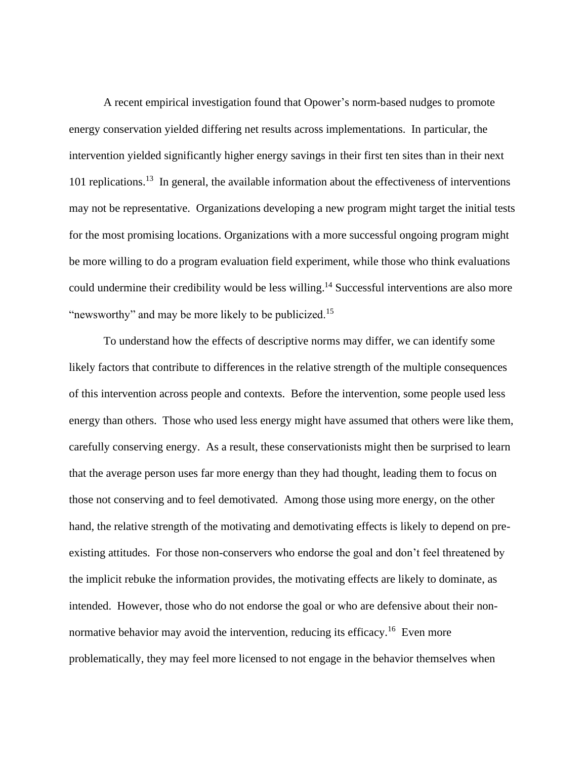A recent empirical investigation found that Opower's norm-based nudges to promote energy conservation yielded differing net results across implementations. In particular, the intervention yielded significantly higher energy savings in their first ten sites than in their next 101 replications.[13] In general, the available information about the effectiveness of interventions may not be representative. Organizations developing a new program might target the initial tests for the most promising locations. Organizations with a more successful ongoing program might be more willing to do a program evaluation field experiment, while those who think evaluations could undermine their credibility would be less willing.[14] Successful interventions are also more "newsworthy" and may be more likely to be publicized.[15]

To understand how the effects of descriptive norms may differ, we can identify some likely factors that contribute to differences in the relative strength of the multiple consequences of this intervention across people and contexts. Before the intervention, some people used less energy than others. Those who used less energy might have assumed that others were like them, carefully conserving energy. As a result, these conservationists might then be surprised to learn that the average person uses far more energy than they had thought, leading them to focus on those not conserving and to feel demotivated. Among those using more energy, on the other hand, the relative strength of the motivating and demotivating effects is likely to depend on pre-existing attitudes. For those non-conservers who endorse the goal and don't feel threatened by the implicit rebuke the information provides, the motivating effects are likely to dominate, as intended. However, those who do not endorse the goal or who are defensive about their non-normative behavior may avoid the intervention, reducing its efficacy.[16] Even more problematically, they may feel more licensed to not engage in the behavior themselves when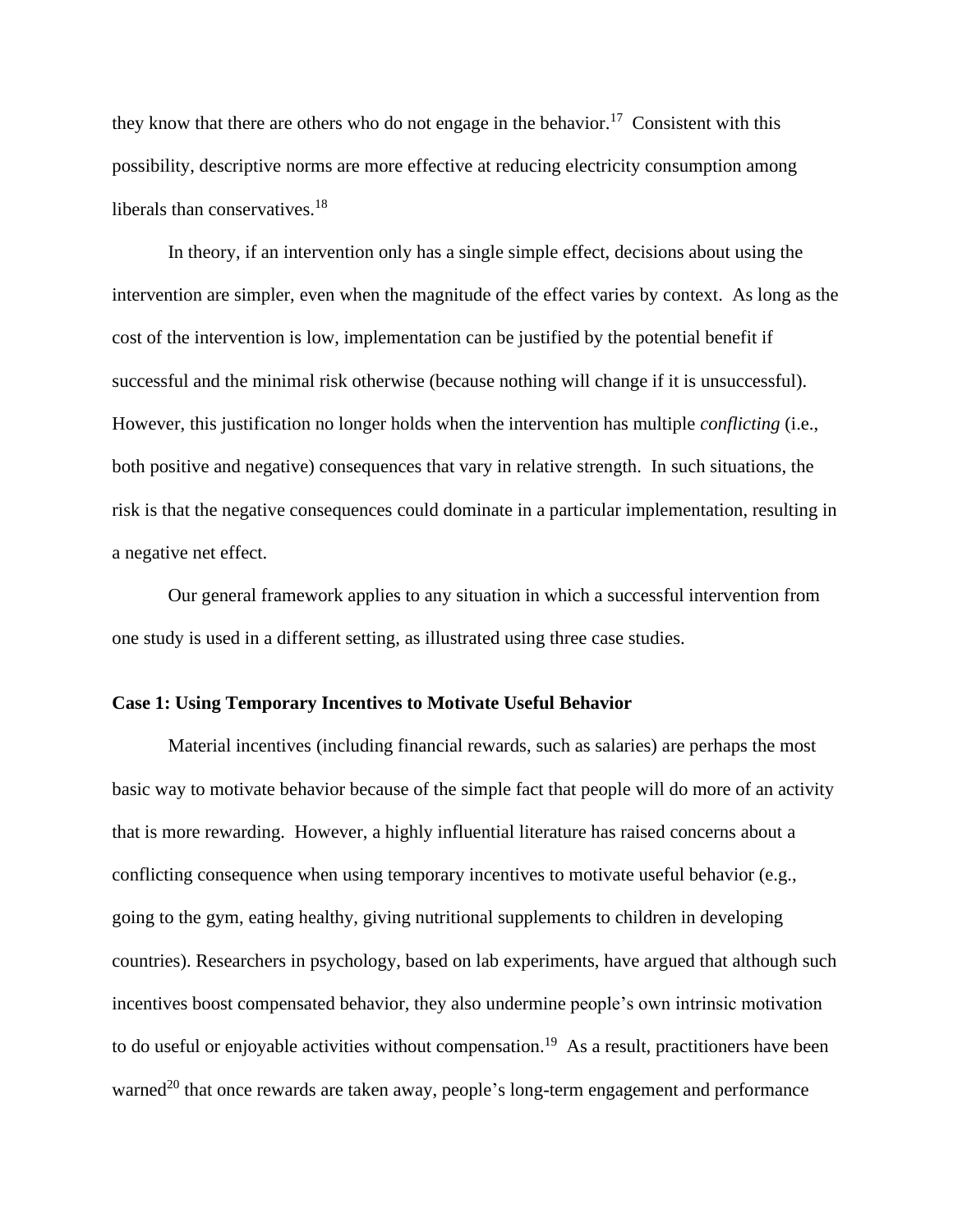they know that there are others who do not engage in the behavior.[17] Consistent with this possibility, descriptive norms are more effective at reducing electricity consumption among liberals than conservatives.[18]

In theory, if an intervention only has a single simple effect, decisions about using the intervention are simpler, even when the magnitude of the effect varies by context. As long as the cost of the intervention is low, implementation can be justified by the potential benefit if successful and the minimal risk otherwise (because nothing will change if it is unsuccessful). However, this justification no longer holds when the intervention has multiple *conflicting* (i.e., both positive and negative) consequences that vary in relative strength. In such situations, the risk is that the negative consequences could dominate in a particular implementation, resulting in a negative net effect.

Our general framework applies to any situation in which a successful intervention from one study is used in a different setting, as illustrated using three case studies.

**Case 1: Using Temporary Incentives to Motivate Useful Behavior**

Material incentives (including financial rewards, such as salaries) are perhaps the most basic way to motivate behavior because of the simple fact that people will do more of an activity that is more rewarding. However, a highly influential literature has raised concerns about a conflicting consequence when using temporary incentives to motivate useful behavior (e.g., going to the gym, eating healthy, giving nutritional supplements to children in developing countries). Researchers in psychology, based on lab experiments, have argued that although such incentives boost compensated behavior, they also undermine people's own intrinsic motivation to do useful or enjoyable activities without compensation.[19] As a result, practitioners have been warned[20] that once rewards are taken away, people's long-term engagement and performance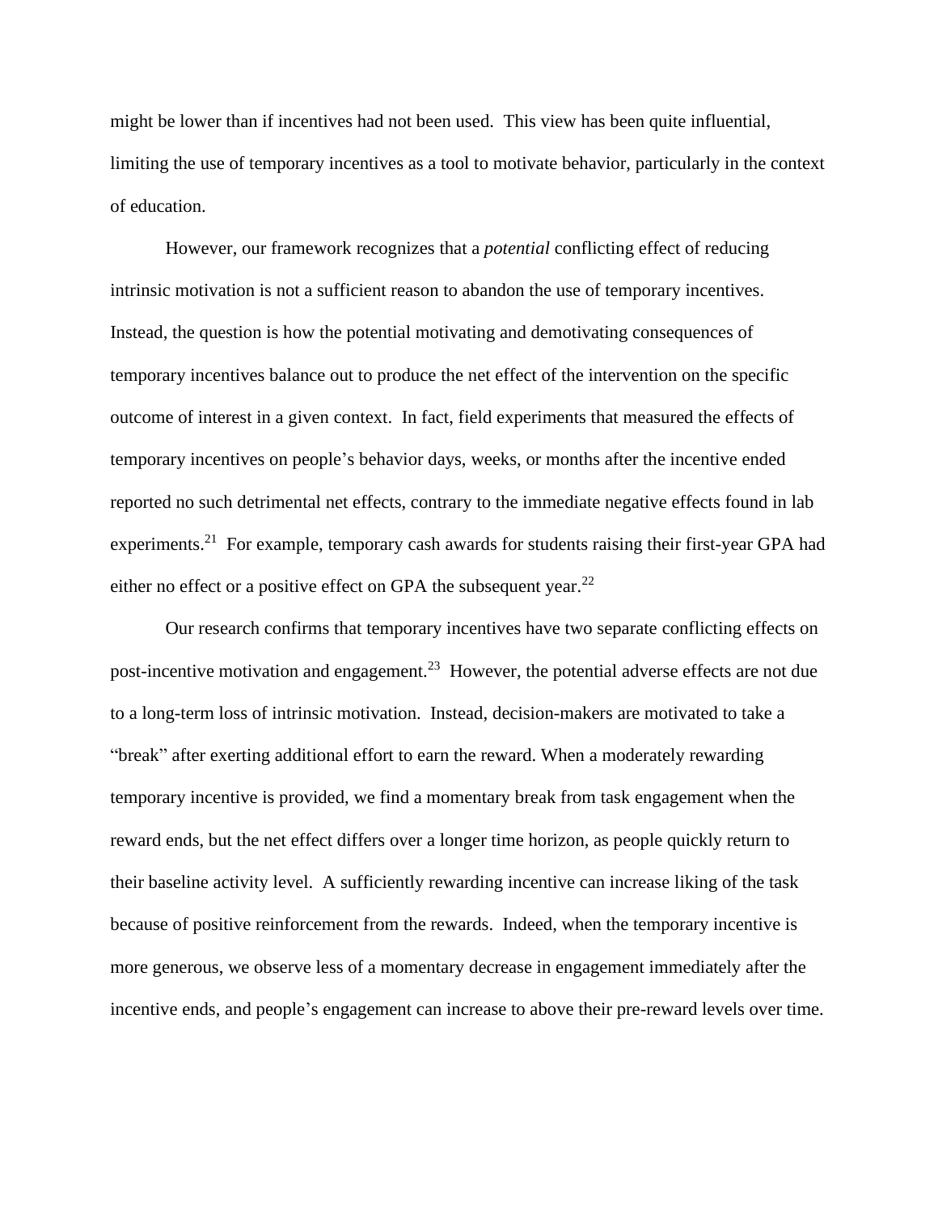might be lower than if incentives had not been used. This view has been quite influential, limiting the use of temporary incentives as a tool to motivate behavior, particularly in the context of education.

However, our framework recognizes that a *potential* conflicting effect of reducing intrinsic motivation is not a sufficient reason to abandon the use of temporary incentives. Instead, the question is how the potential motivating and demotivating consequences of temporary incentives balance out to produce the net effect of the intervention on the specific outcome of interest in a given context. In fact, field experiments that measured the effects of temporary incentives on people's behavior days, weeks, or months after the incentive ended reported no such detrimental net effects, contrary to the immediate negative effects found in lab experiments.[21] For example, temporary cash awards for students raising their first-year GPA had either no effect or a positive effect on GPA the subsequent year.[22]

Our research confirms that temporary incentives have two separate conflicting effects on post-incentive motivation and engagement.[23] However, the potential adverse effects are not due to a long-term loss of intrinsic motivation. Instead, decision-makers are motivated to take a "break" after exerting additional effort to earn the reward. When a moderately rewarding temporary incentive is provided, we find a momentary break from task engagement when the reward ends, but the net effect differs over a longer time horizon, as people quickly return to their baseline activity level. A sufficiently rewarding incentive can increase liking of the task because of positive reinforcement from the rewards. Indeed, when the temporary incentive is more generous, we observe less of a momentary decrease in engagement immediately after the incentive ends, and people's engagement can increase to above their pre-reward levels over time.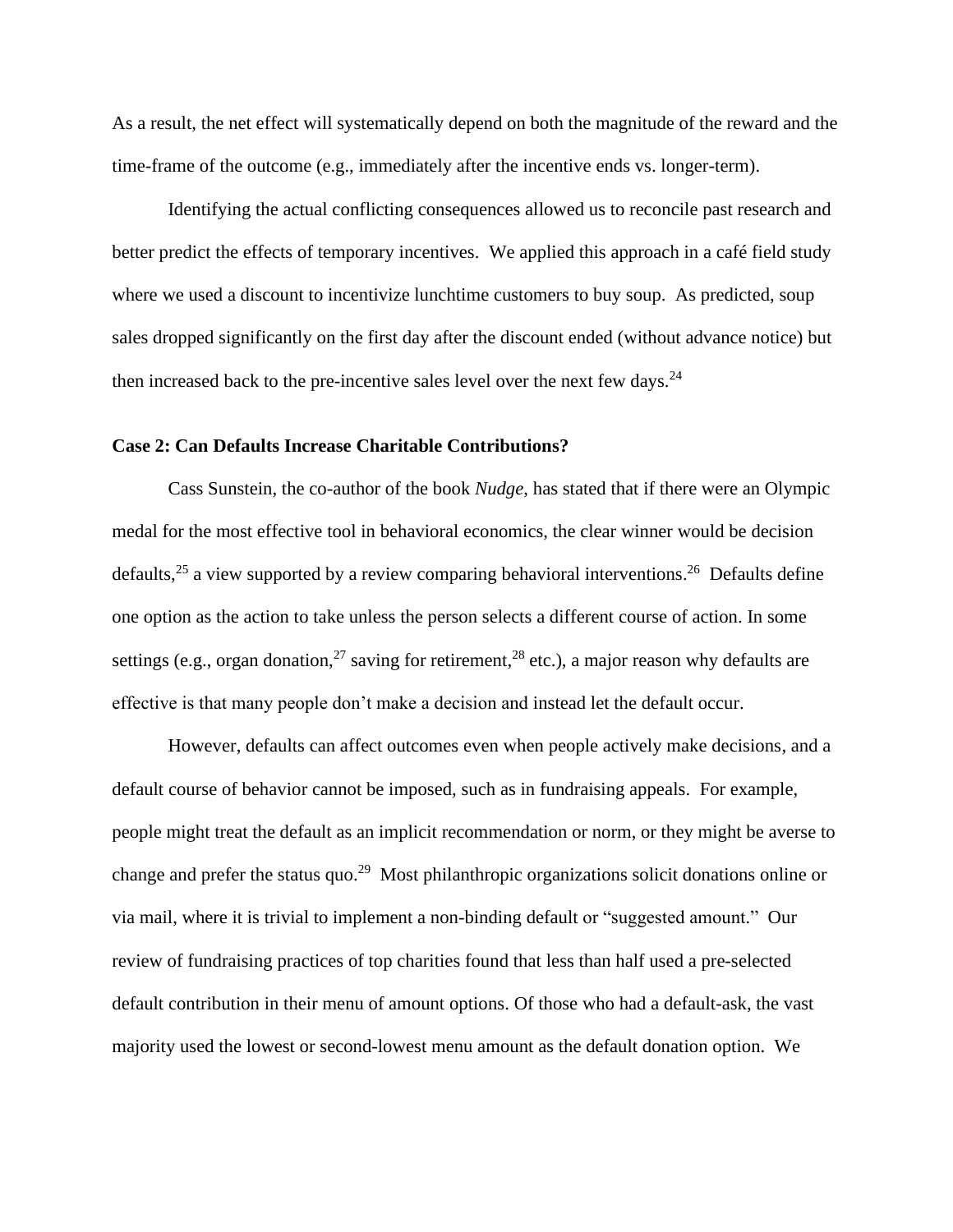As a result, the net effect will systematically depend on both the magnitude of the reward and the time-frame of the outcome (e.g., immediately after the incentive ends vs. longer-term).

Identifying the actual conflicting consequences allowed us to reconcile past research and better predict the effects of temporary incentives. We applied this approach in a café field study where we used a discount to incentivize lunchtime customers to buy soup. As predicted, soup sales dropped significantly on the first day after the discount ended (without advance notice) but then increased back to the pre-incentive sales level over the next few days.[24]

### Case 2: Can Defaults Increase Charitable Contributions?

Cass Sunstein, the co-author of the book *Nudge*, has stated that if there were an Olympic medal for the most effective tool in behavioral economics, the clear winner would be decision defaults,[25] a view supported by a review comparing behavioral interventions.[26] Defaults define one option as the action to take unless the person selects a different course of action. In some settings (e.g., organ donation,[27] saving for retirement,[28] etc.), a major reason why defaults are effective is that many people don't make a decision and instead let the default occur.

However, defaults can affect outcomes even when people actively make decisions, and a default course of behavior cannot be imposed, such as in fundraising appeals. For example, people might treat the default as an implicit recommendation or norm, or they might be averse to change and prefer the status quo.[29] Most philanthropic organizations solicit donations online or via mail, where it is trivial to implement a non-binding default or "suggested amount." Our review of fundraising practices of top charities found that less than half used a pre-selected default contribution in their menu of amount options. Of those who had a default-ask, the vast majority used the lowest or second-lowest menu amount as the default donation option. We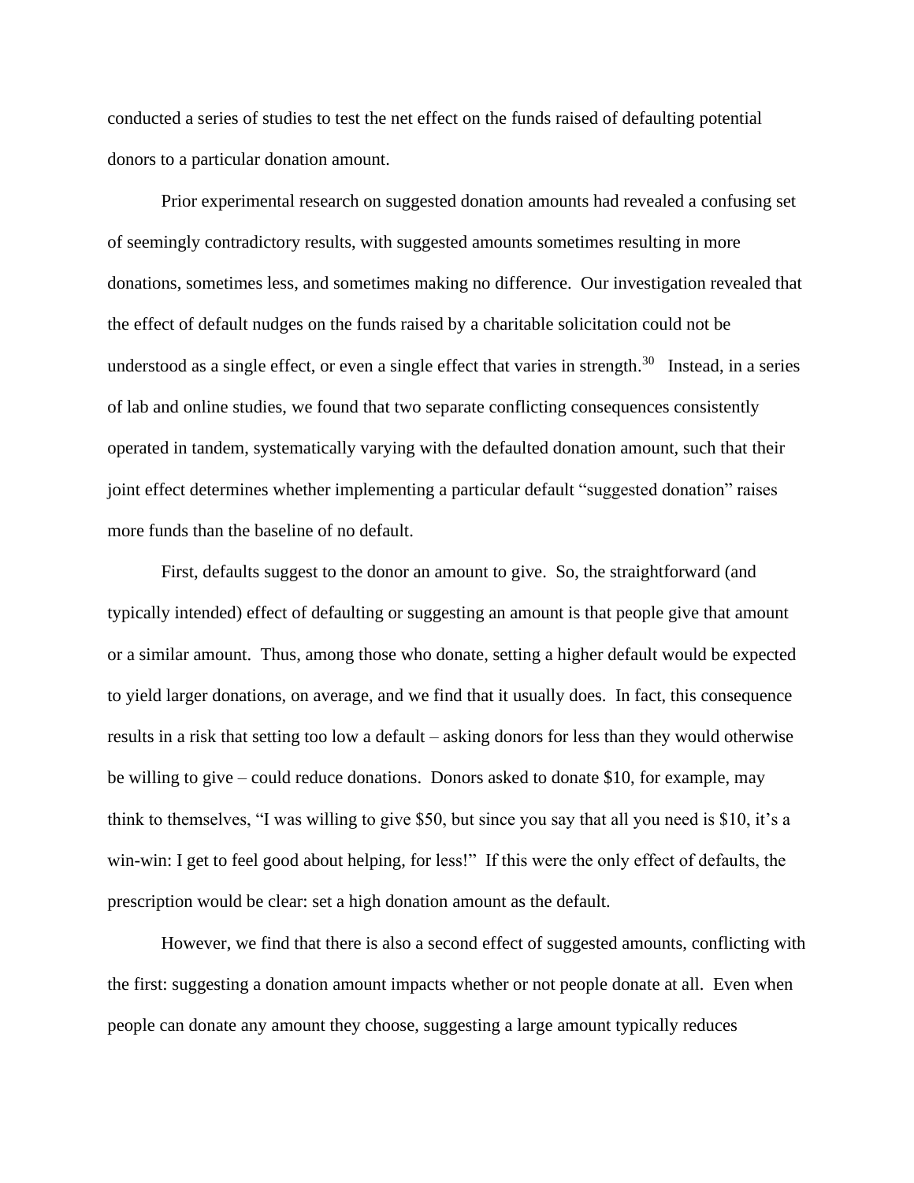conducted a series of studies to test the net effect on the funds raised of defaulting potential donors to a particular donation amount.

Prior experimental research on suggested donation amounts had revealed a confusing set of seemingly contradictory results, with suggested amounts sometimes resulting in more donations, sometimes less, and sometimes making no difference. Our investigation revealed that the effect of default nudges on the funds raised by a charitable solicitation could not be understood as a single effect, or even a single effect that varies in strength.[30] Instead, in a series of lab and online studies, we found that two separate conflicting consequences consistently operated in tandem, systematically varying with the defaulted donation amount, such that their joint effect determines whether implementing a particular default "suggested donation" raises more funds than the baseline of no default.

First, defaults suggest to the donor an amount to give. So, the straightforward (and typically intended) effect of defaulting or suggesting an amount is that people give that amount or a similar amount. Thus, among those who donate, setting a higher default would be expected to yield larger donations, on average, and we find that it usually does. In fact, this consequence results in a risk that setting too low a default – asking donors for less than they would otherwise be willing to give – could reduce donations. Donors asked to donate $10, for example, may think to themselves, "I was willing to give $50, but since you say that all you need is $10, it's a win-win: I get to feel good about helping, for less!" If this were the only effect of defaults, the prescription would be clear: set a high donation amount as the default.

However, we find that there is also a second effect of suggested amounts, conflicting with the first: suggesting a donation amount impacts whether or not people donate at all. Even when people can donate any amount they choose, suggesting a large amount typically reduces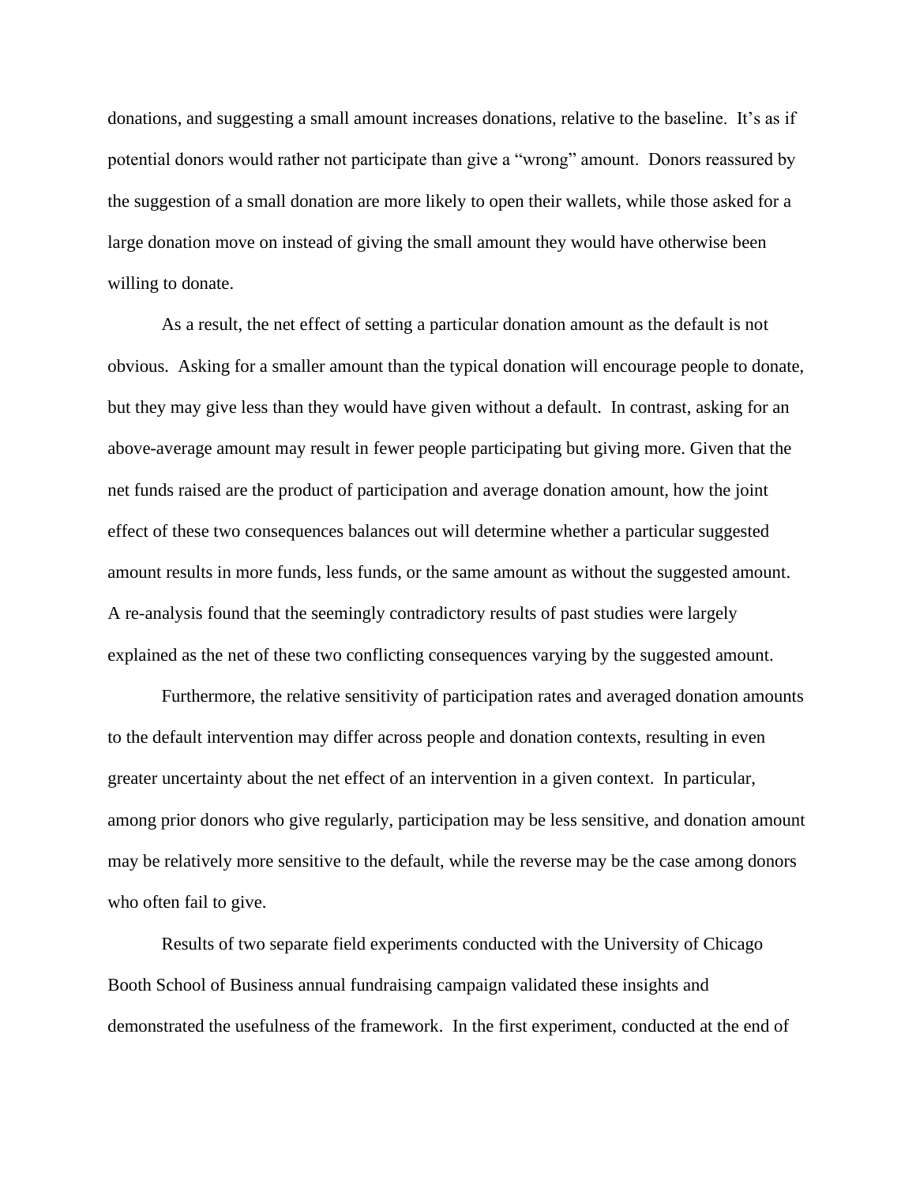donations, and suggesting a small amount increases donations, relative to the baseline. It's as if potential donors would rather not participate than give a "wrong" amount. Donors reassured by the suggestion of a small donation are more likely to open their wallets, while those asked for a large donation move on instead of giving the small amount they would have otherwise been willing to donate.

As a result, the net effect of setting a particular donation amount as the default is not obvious. Asking for a smaller amount than the typical donation will encourage people to donate, but they may give less than they would have given without a default. In contrast, asking for an above-average amount may result in fewer people participating but giving more. Given that the net funds raised are the product of participation and average donation amount, how the joint effect of these two consequences balances out will determine whether a particular suggested amount results in more funds, less funds, or the same amount as without the suggested amount. A re-analysis found that the seemingly contradictory results of past studies were largely explained as the net of these two conflicting consequences varying by the suggested amount.

Furthermore, the relative sensitivity of participation rates and averaged donation amounts to the default intervention may differ across people and donation contexts, resulting in even greater uncertainty about the net effect of an intervention in a given context. In particular, among prior donors who give regularly, participation may be less sensitive, and donation amount may be relatively more sensitive to the default, while the reverse may be the case among donors who often fail to give.

Results of two separate field experiments conducted with the University of Chicago Booth School of Business annual fundraising campaign validated these insights and demonstrated the usefulness of the framework. In the first experiment, conducted at the end of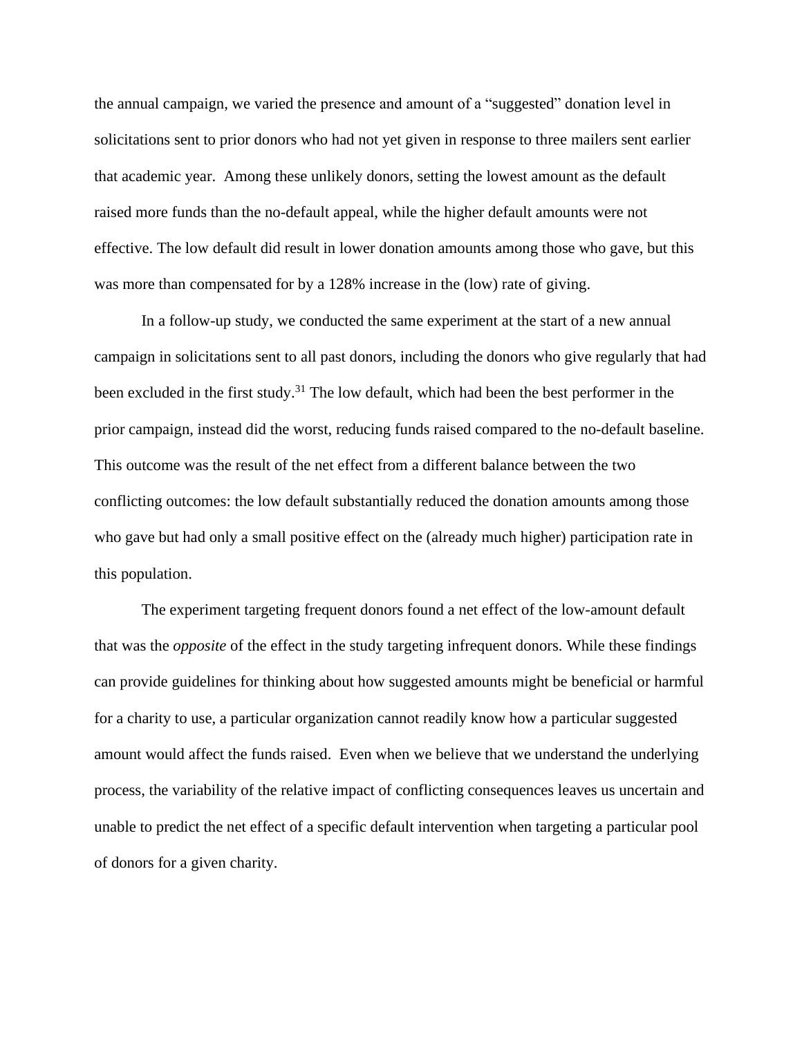the annual campaign, we varied the presence and amount of a "suggested" donation level in solicitations sent to prior donors who had not yet given in response to three mailers sent earlier that academic year. Among these unlikely donors, setting the lowest amount as the default raised more funds than the no-default appeal, while the higher default amounts were not effective. The low default did result in lower donation amounts among those who gave, but this was more than compensated for by a 128% increase in the (low) rate of giving.

In a follow-up study, we conducted the same experiment at the start of a new annual campaign in solicitations sent to all past donors, including the donors who give regularly that had been excluded in the first study.[31] The low default, which had been the best performer in the prior campaign, instead did the worst, reducing funds raised compared to the no-default baseline. This outcome was the result of the net effect from a different balance between the two conflicting outcomes: the low default substantially reduced the donation amounts among those who gave but had only a small positive effect on the (already much higher) participation rate in this population.

The experiment targeting frequent donors found a net effect of the low-amount default that was the *opposite* of the effect in the study targeting infrequent donors. While these findings can provide guidelines for thinking about how suggested amounts might be beneficial or harmful for a charity to use, a particular organization cannot readily know how a particular suggested amount would affect the funds raised. Even when we believe that we understand the underlying process, the variability of the relative impact of conflicting consequences leaves us uncertain and unable to predict the net effect of a specific default intervention when targeting a particular pool of donors for a given charity.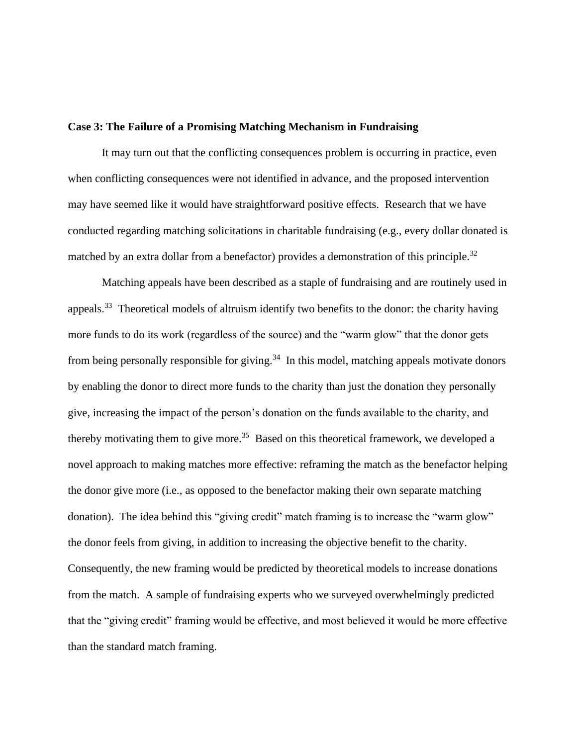**Case 3: The Failure of a Promising Matching Mechanism in Fundraising**

It may turn out that the conflicting consequences problem is occurring in practice, even when conflicting consequences were not identified in advance, and the proposed intervention may have seemed like it would have straightforward positive effects. Research that we have conducted regarding matching solicitations in charitable fundraising (e.g., every dollar donated is matched by an extra dollar from a benefactor) provides a demonstration of this principle.[32]

Matching appeals have been described as a staple of fundraising and are routinely used in appeals.[33] Theoretical models of altruism identify two benefits to the donor: the charity having more funds to do its work (regardless of the source) and the "warm glow" that the donor gets from being personally responsible for giving.[34] In this model, matching appeals motivate donors by enabling the donor to direct more funds to the charity than just the donation they personally give, increasing the impact of the person's donation on the funds available to the charity, and thereby motivating them to give more.[35] Based on this theoretical framework, we developed a novel approach to making matches more effective: reframing the match as the benefactor helping the donor give more (i.e., as opposed to the benefactor making their own separate matching donation). The idea behind this "giving credit" match framing is to increase the "warm glow" the donor feels from giving, in addition to increasing the objective benefit to the charity. Consequently, the new framing would be predicted by theoretical models to increase donations from the match. A sample of fundraising experts who we surveyed overwhelmingly predicted that the "giving credit" framing would be effective, and most believed it would be more effective than the standard match framing.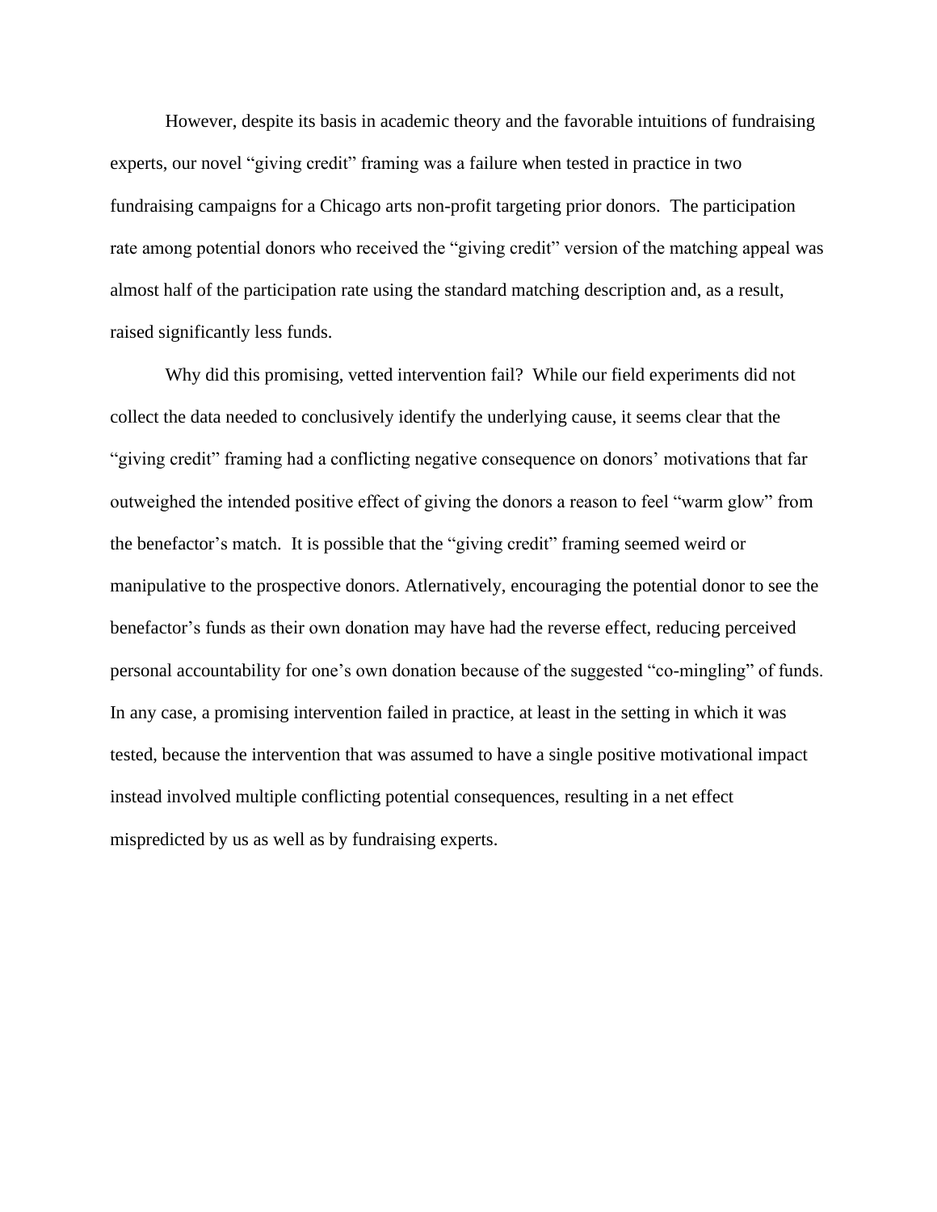However, despite its basis in academic theory and the favorable intuitions of fundraising experts, our novel "giving credit" framing was a failure when tested in practice in two fundraising campaigns for a Chicago arts non-profit targeting prior donors. The participation rate among potential donors who received the "giving credit" version of the matching appeal was almost half of the participation rate using the standard matching description and, as a result, raised significantly less funds.

Why did this promising, vetted intervention fail? While our field experiments did not collect the data needed to conclusively identify the underlying cause, it seems clear that the "giving credit" framing had a conflicting negative consequence on donors' motivations that far outweighed the intended positive effect of giving the donors a reason to feel "warm glow" from the benefactor's match. It is possible that the "giving credit" framing seemed weird or manipulative to the prospective donors. Atlernatively, encouraging the potential donor to see the benefactor's funds as their own donation may have had the reverse effect, reducing perceived personal accountability for one's own donation because of the suggested "co-mingling" of funds. In any case, a promising intervention failed in practice, at least in the setting in which it was tested, because the intervention that was assumed to have a single positive motivational impact instead involved multiple conflicting potential consequences, resulting in a net effect mispredicted by us as well as by fundraising experts.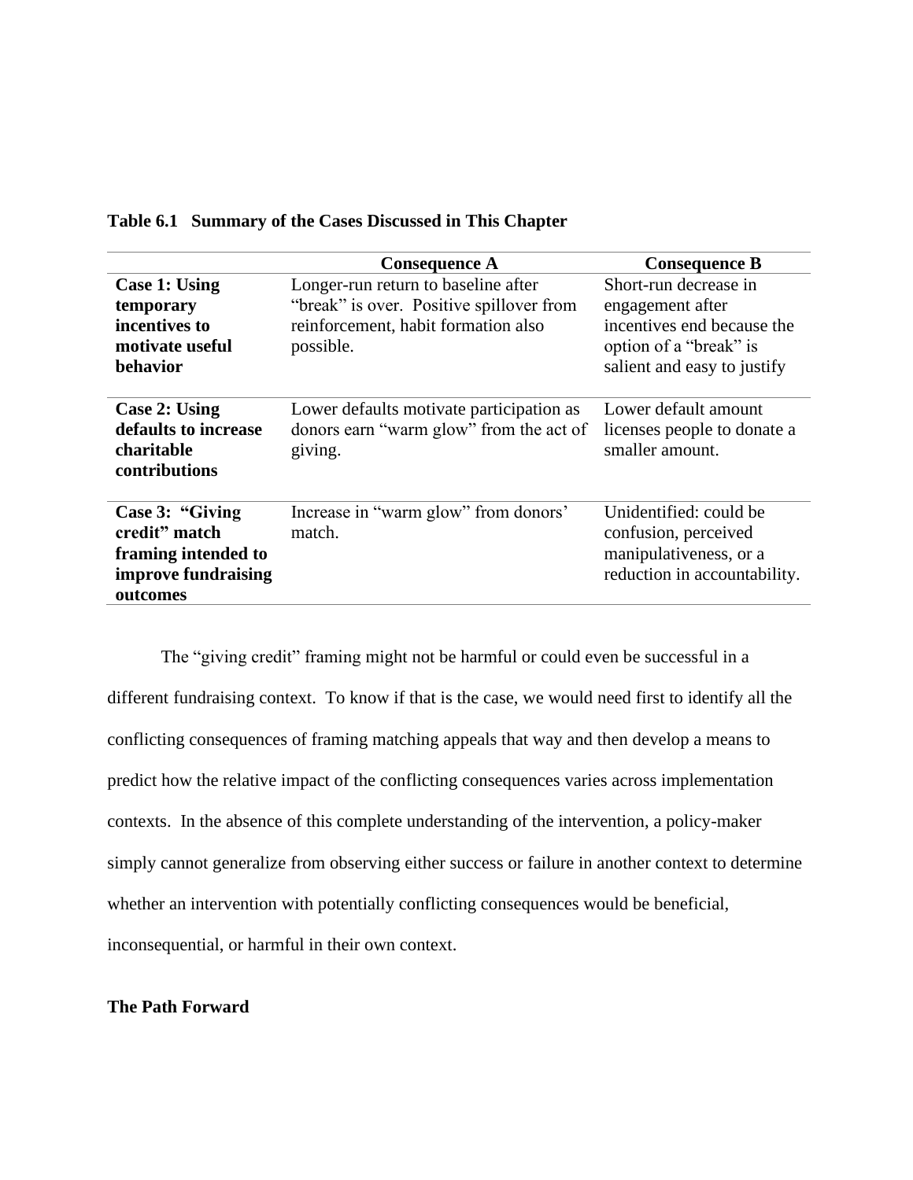**Table 6.1 Summary of the Cases Discussed in This Chapter**

| | Consequence A | Consequence B |
|---|---|---|
| **Case 1: Using temporary incentives to motivate useful behavior** | Longer-run return to baseline after "break" is over. Positive spillover from reinforcement, habit formation also possible. | Short-run decrease in engagement after incentives end because the option of a "break" is salient and easy to justify |
| **Case 2: Using defaults to increase charitable contributions** | Lower defaults motivate participation as donors earn "warm glow" from the act of giving. | Lower default amount licenses people to donate a smaller amount. |
| **Case 3: "Giving credit" match framing intended to improve fundraising outcomes** | Increase in "warm glow" from donors' match. | Unidentified: could be confusion, perceived manipulativeness, or a reduction in accountability. |

The "giving credit" framing might not be harmful or could even be successful in a different fundraising context. To know if that is the case, we would need first to identify all the conflicting consequences of framing matching appeals that way and then develop a means to predict how the relative impact of the conflicting consequences varies across implementation contexts. In the absence of this complete understanding of the intervention, a policy-maker simply cannot generalize from observing either success or failure in another context to determine whether an intervention with potentially conflicting consequences would be beneficial, inconsequential, or harmful in their own context.

**The Path Forward**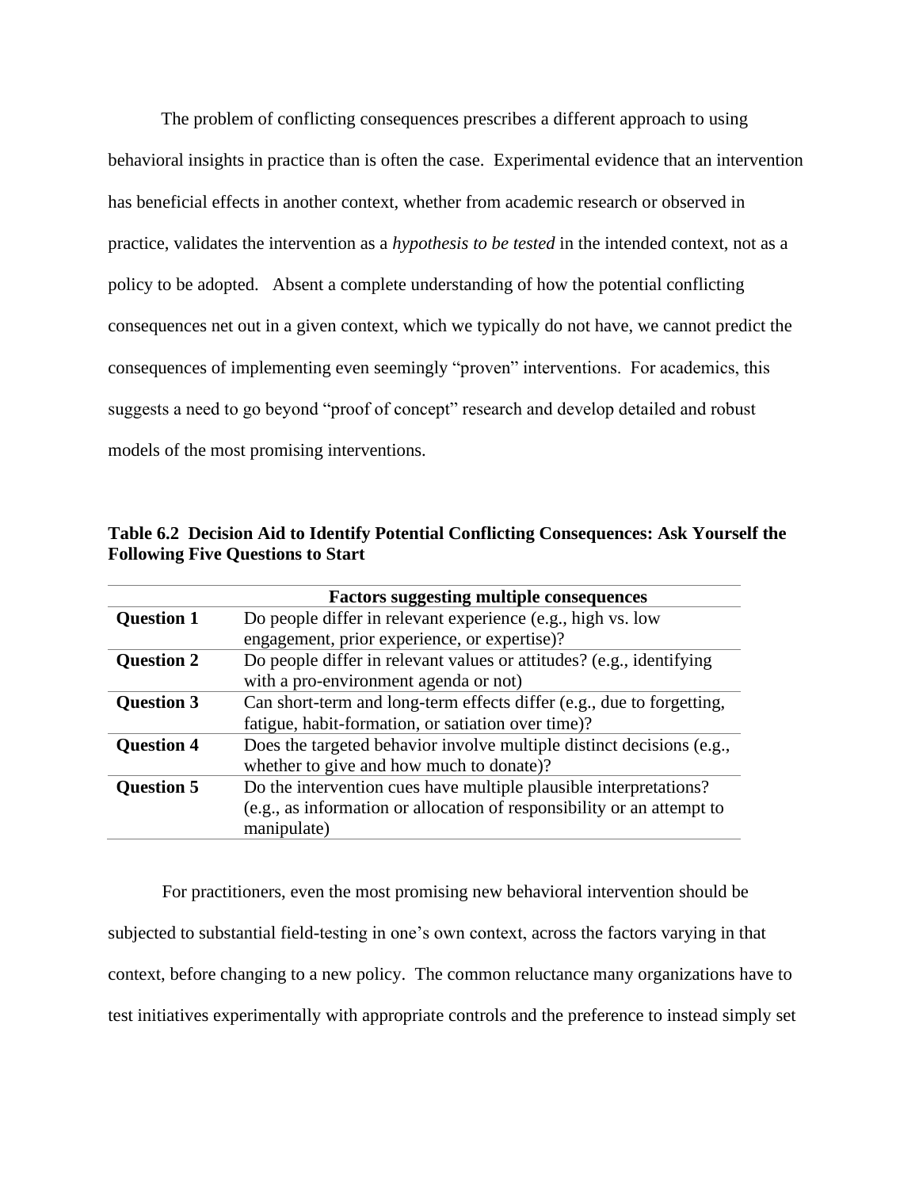The problem of conflicting consequences prescribes a different approach to using behavioral insights in practice than is often the case. Experimental evidence that an intervention has beneficial effects in another context, whether from academic research or observed in practice, validates the intervention as a *hypothesis to be tested* in the intended context, not as a policy to be adopted. Absent a complete understanding of how the potential conflicting consequences net out in a given context, which we typically do not have, we cannot predict the consequences of implementing even seemingly "proven" interventions. For academics, this suggests a need to go beyond "proof of concept" research and develop detailed and robust models of the most promising interventions.

**Table 6.2 Decision Aid to Identify Potential Conflicting Consequences: Ask Yourself the Following Five Questions to Start**

| | **Factors suggesting multiple consequences** |
|---|---|
| **Question 1** | Do people differ in relevant experience (e.g., high vs. low engagement, prior experience, or expertise)? |
| **Question 2** | Do people differ in relevant values or attitudes? (e.g., identifying with a pro-environment agenda or not) |
| **Question 3** | Can short-term and long-term effects differ (e.g., due to forgetting, fatigue, habit-formation, or satiation over time)? |
| **Question 4** | Does the targeted behavior involve multiple distinct decisions (e.g., whether to give and how much to donate)? |
| **Question 5** | Do the intervention cues have multiple plausible interpretations? (e.g., as information or allocation of responsibility or an attempt to manipulate) |

For practitioners, even the most promising new behavioral intervention should be subjected to substantial field-testing in one's own context, across the factors varying in that context, before changing to a new policy. The common reluctance many organizations have to test initiatives experimentally with appropriate controls and the preference to instead simply set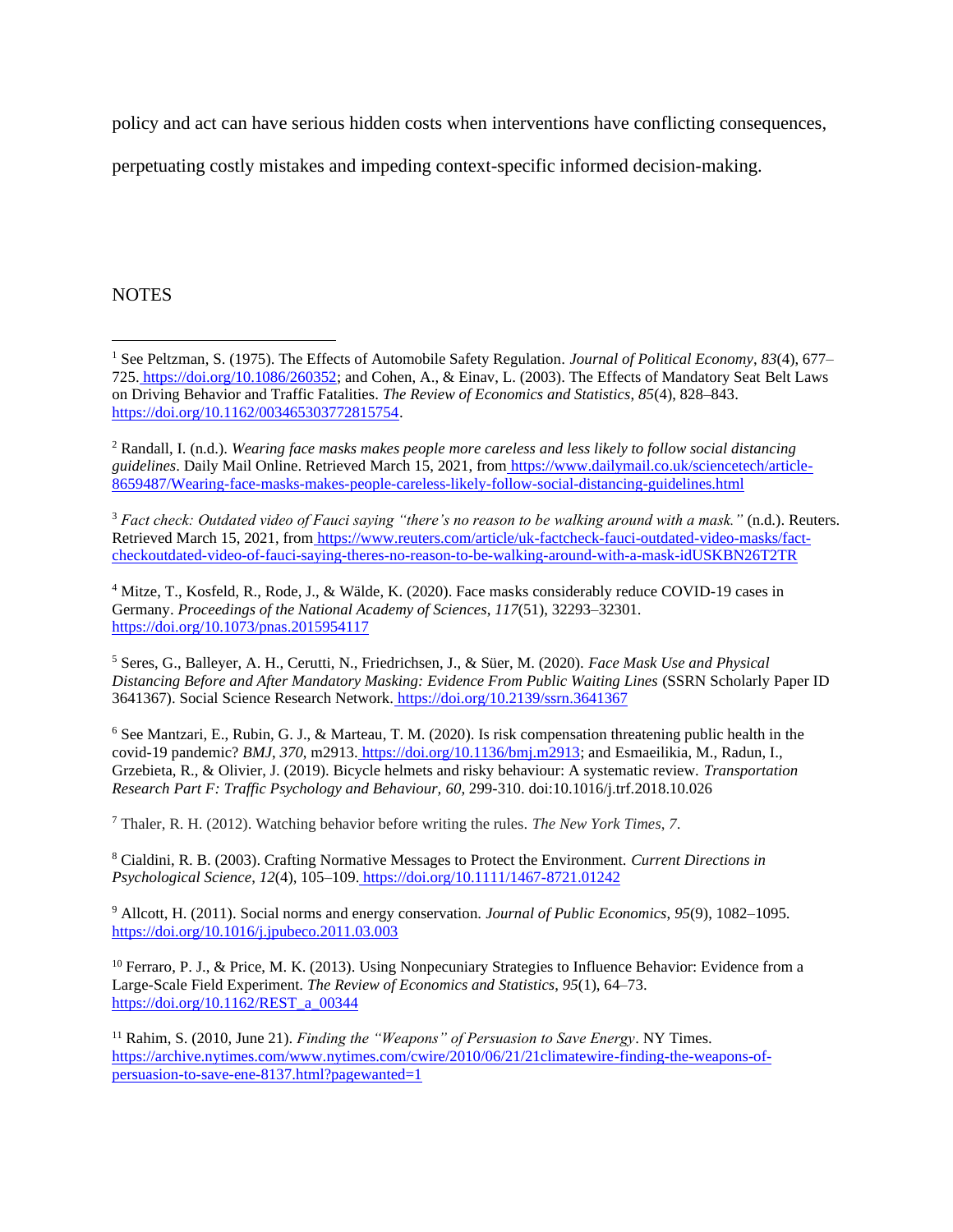policy and act can have serious hidden costs when interventions have conflicting consequences, perpetuating costly mistakes and impeding context-specific informed decision-making.

NOTES

[1] See Peltzman, S. (1975). The Effects of Automobile Safety Regulation. *Journal of Political Economy*, *83*(4), 677–725. https://doi.org/10.1086/260352; and Cohen, A., & Einav, L. (2003). The Effects of Mandatory Seat Belt Laws on Driving Behavior and Traffic Fatalities. *The Review of Economics and Statistics*, *85*(4), 828–843. https://doi.org/10.1162/003465303772815754.

[2] Randall, I. (n.d.). *Wearing face masks makes people more careless and less likely to follow social distancing guidelines*. Daily Mail Online. Retrieved March 15, 2021, from https://www.dailymail.co.uk/sciencetech/article-8659487/Wearing-face-masks-makes-people-careless-likely-follow-social-distancing-guidelines.html

[3] *Fact check: Outdated video of Fauci saying "there's no reason to be walking around with a mask."* (n.d.). Reuters. Retrieved March 15, 2021, from https://www.reuters.com/article/uk-factcheck-fauci-outdated-video-masks/fact-checkoutdated-video-of-fauci-saying-theres-no-reason-to-be-walking-around-with-a-mask-idUSKBN26T2TR

[4] Mitze, T., Kosfeld, R., Rode, J., & Wälde, K. (2020). Face masks considerably reduce COVID-19 cases in Germany. *Proceedings of the National Academy of Sciences*, *117*(51), 32293–32301. https://doi.org/10.1073/pnas.2015954117

[5] Seres, G., Balleyer, A. H., Cerutti, N., Friedrichsen, J., & Süer, M. (2020). *Face Mask Use and Physical Distancing Before and After Mandatory Masking: Evidence From Public Waiting Lines* (SSRN Scholarly Paper ID 3641367). Social Science Research Network. https://doi.org/10.2139/ssrn.3641367

[6] See Mantzari, E., Rubin, G. J., & Marteau, T. M. (2020). Is risk compensation threatening public health in the covid-19 pandemic? *BMJ*, *370*, m2913. https://doi.org/10.1136/bmj.m2913; and Esmaeilikia, M., Radun, I., Grzebieta, R., & Olivier, J. (2019). Bicycle helmets and risky behaviour: A systematic review. *Transportation Research Part F: Traffic Psychology and Behaviour*, *60*, 299-310. doi:10.1016/j.trf.2018.10.026

[7] Thaler, R. H. (2012). Watching behavior before writing the rules. *The New York Times*, *7*.

[8] Cialdini, R. B. (2003). Crafting Normative Messages to Protect the Environment. *Current Directions in Psychological Science*, *12*(4), 105–109. https://doi.org/10.1111/1467-8721.01242

[9] Allcott, H. (2011). Social norms and energy conservation. *Journal of Public Economics*, *95*(9), 1082–1095. https://doi.org/10.1016/j.jpubeco.2011.03.003

[10] Ferraro, P. J., & Price, M. K. (2013). Using Nonpecuniary Strategies to Influence Behavior: Evidence from a Large-Scale Field Experiment. *The Review of Economics and Statistics*, *95*(1), 64–73. https://doi.org/10.1162/REST_a_00344

[11] Rahim, S. (2010, June 21). *Finding the "Weapons" of Persuasion to Save Energy*. NY Times. https://archive.nytimes.com/www.nytimes.com/cwire/2010/06/21/21climatewire-finding-the-weapons-of-persuasion-to-save-ene-8137.html?pagewanted=1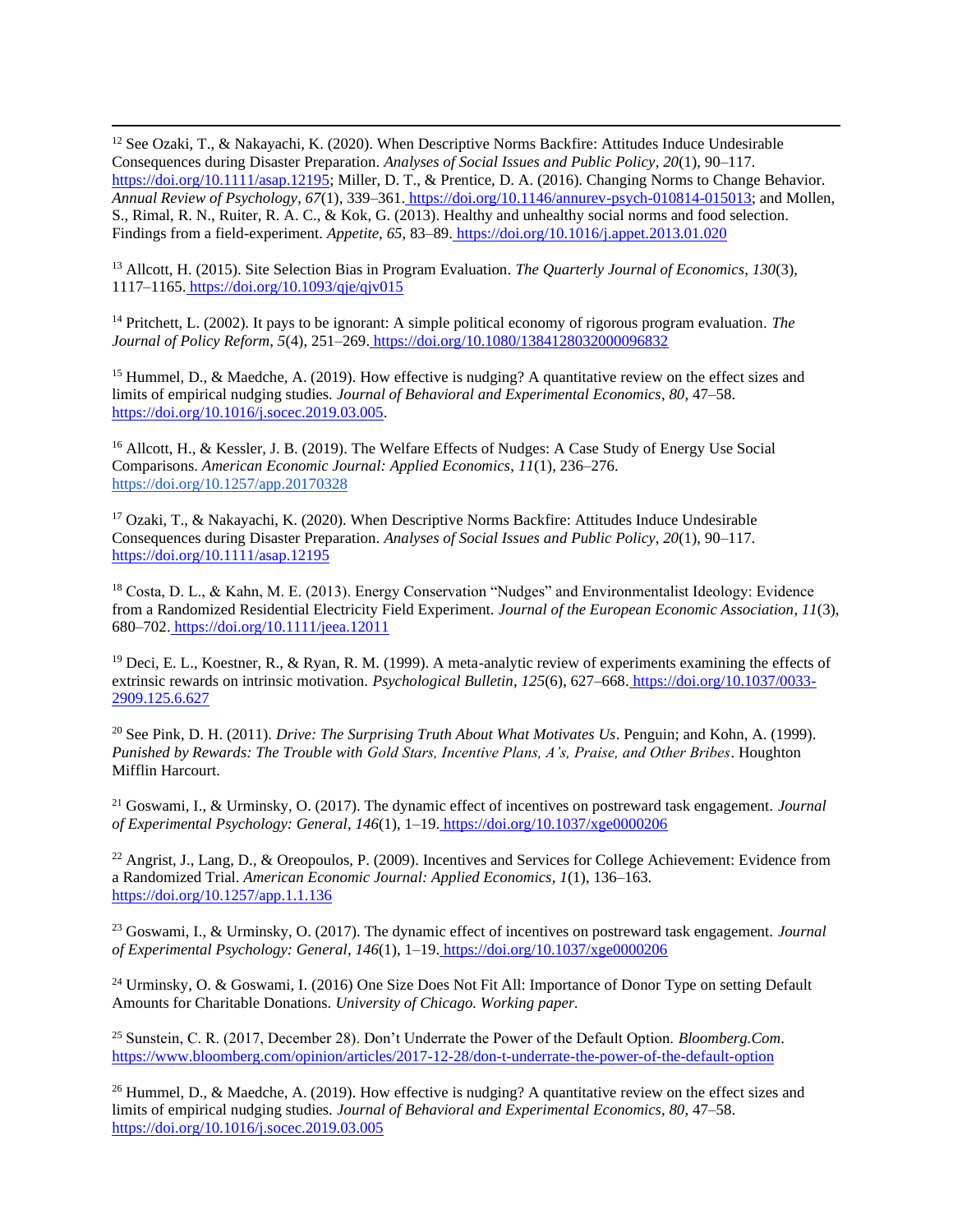[12] See Ozaki, T., & Nakayachi, K. (2020). When Descriptive Norms Backfire: Attitudes Induce Undesirable Consequences during Disaster Preparation. *Analyses of Social Issues and Public Policy*, *20*(1), 90–117. https://doi.org/10.1111/asap.12195; Miller, D. T., & Prentice, D. A. (2016). Changing Norms to Change Behavior. *Annual Review of Psychology*, *67*(1), 339–361. https://doi.org/10.1146/annurev-psych-010814-015013; and Mollen, S., Rimal, R. N., Ruiter, R. A. C., & Kok, G. (2013). Healthy and unhealthy social norms and food selection. Findings from a field-experiment. *Appetite*, *65*, 83–89. https://doi.org/10.1016/j.appet.2013.01.020

[13] Allcott, H. (2015). Site Selection Bias in Program Evaluation. *The Quarterly Journal of Economics*, *130*(3), 1117–1165. https://doi.org/10.1093/qje/qjv015

[14] Pritchett, L. (2002). It pays to be ignorant: A simple political economy of rigorous program evaluation. *The Journal of Policy Reform*, *5*(4), 251–269. https://doi.org/10.1080/1384128032000096832

[15] Hummel, D., & Maedche, A. (2019). How effective is nudging? A quantitative review on the effect sizes and limits of empirical nudging studies. *Journal of Behavioral and Experimental Economics*, *80*, 47–58. https://doi.org/10.1016/j.socec.2019.03.005.

[16] Allcott, H., & Kessler, J. B. (2019). The Welfare Effects of Nudges: A Case Study of Energy Use Social Comparisons. *American Economic Journal: Applied Economics*, *11*(1), 236–276. https://doi.org/10.1257/app.20170328

[17] Ozaki, T., & Nakayachi, K. (2020). When Descriptive Norms Backfire: Attitudes Induce Undesirable Consequences during Disaster Preparation. *Analyses of Social Issues and Public Policy*, *20*(1), 90–117. https://doi.org/10.1111/asap.12195

[18] Costa, D. L., & Kahn, M. E. (2013). Energy Conservation "Nudges" and Environmentalist Ideology: Evidence from a Randomized Residential Electricity Field Experiment. *Journal of the European Economic Association*, *11*(3), 680–702. https://doi.org/10.1111/jeea.12011

[19] Deci, E. L., Koestner, R., & Ryan, R. M. (1999). A meta-analytic review of experiments examining the effects of extrinsic rewards on intrinsic motivation. *Psychological Bulletin*, *125*(6), 627–668. https://doi.org/10.1037/0033-2909.125.6.627

[20] See Pink, D. H. (2011). *Drive: The Surprising Truth About What Motivates Us*. Penguin; and Kohn, A. (1999). *Punished by Rewards: The Trouble with Gold Stars, Incentive Plans, A's, Praise, and Other Bribes*. Houghton Mifflin Harcourt.

[21] Goswami, I., & Urminsky, O. (2017). The dynamic effect of incentives on postreward task engagement. *Journal of Experimental Psychology: General*, *146*(1), 1–19. https://doi.org/10.1037/xge0000206

[22] Angrist, J., Lang, D., & Oreopoulos, P. (2009). Incentives and Services for College Achievement: Evidence from a Randomized Trial. *American Economic Journal: Applied Economics*, *1*(1), 136–163. https://doi.org/10.1257/app.1.1.136

[23] Goswami, I., & Urminsky, O. (2017). The dynamic effect of incentives on postreward task engagement. *Journal of Experimental Psychology: General*, *146*(1), 1–19. https://doi.org/10.1037/xge0000206

[24] Urminsky, O. & Goswami, I. (2016) One Size Does Not Fit All: Importance of Donor Type on setting Default Amounts for Charitable Donations. *University of Chicago. Working paper.*

[25] Sunstein, C. R. (2017, December 28). Don't Underrate the Power of the Default Option. *Bloomberg.Com*. https://www.bloomberg.com/opinion/articles/2017-12-28/don-t-underrate-the-power-of-the-default-option

[26] Hummel, D., & Maedche, A. (2019). How effective is nudging? A quantitative review on the effect sizes and limits of empirical nudging studies. *Journal of Behavioral and Experimental Economics*, *80*, 47–58. https://doi.org/10.1016/j.socec.2019.03.005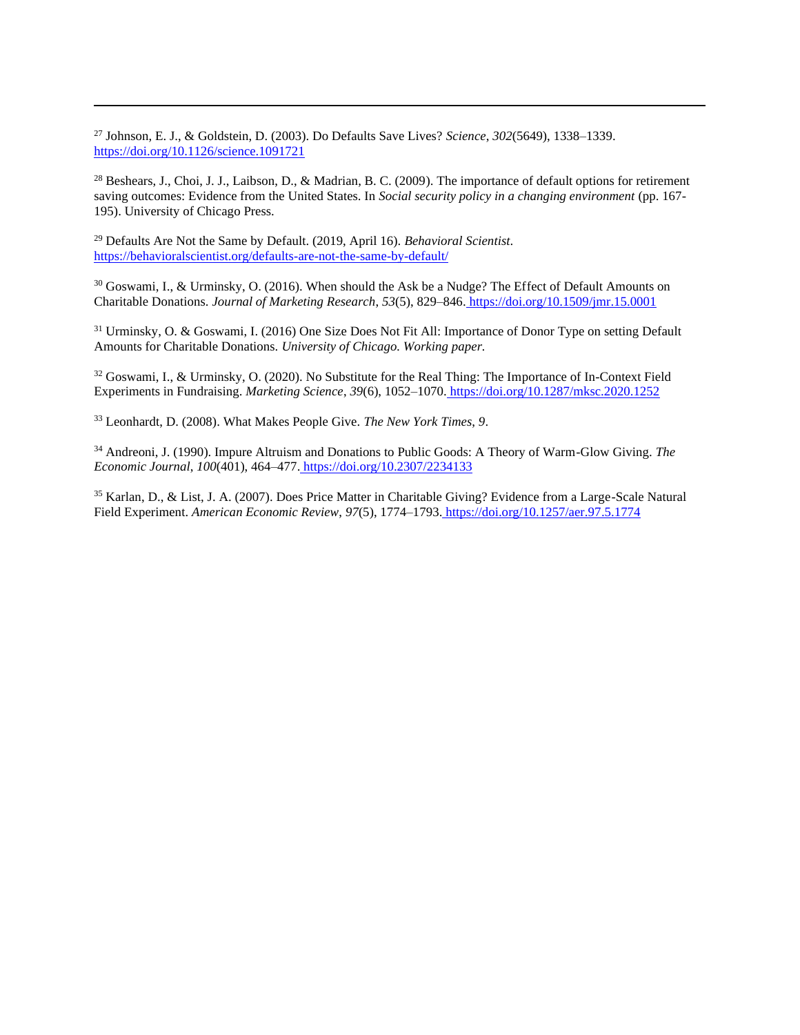---

[27] Johnson, E. J., & Goldstein, D. (2003). Do Defaults Save Lives? *Science*, *302*(5649), 1338–1339. https://doi.org/10.1126/science.1091721

[28] Beshears, J., Choi, J. J., Laibson, D., & Madrian, B. C. (2009). The importance of default options for retirement saving outcomes: Evidence from the United States. In *Social security policy in a changing environment* (pp. 167-195). University of Chicago Press.

[29] Defaults Are Not the Same by Default. (2019, April 16). *Behavioral Scientist*. https://behavioralscientist.org/defaults-are-not-the-same-by-default/

[30] Goswami, I., & Urminsky, O. (2016). When should the Ask be a Nudge? The Effect of Default Amounts on Charitable Donations. *Journal of Marketing Research*, *53*(5), 829–846. https://doi.org/10.1509/jmr.15.0001

[31] Urminsky, O. & Goswami, I. (2016) One Size Does Not Fit All: Importance of Donor Type on setting Default Amounts for Charitable Donations. *University of Chicago. Working paper.*

[32] Goswami, I., & Urminsky, O. (2020). No Substitute for the Real Thing: The Importance of In-Context Field Experiments in Fundraising. *Marketing Science*, *39*(6), 1052–1070. https://doi.org/10.1287/mksc.2020.1252

[33] Leonhardt, D. (2008). What Makes People Give. *The New York Times*, *9*.

[34] Andreoni, J. (1990). Impure Altruism and Donations to Public Goods: A Theory of Warm-Glow Giving. *The Economic Journal*, *100*(401), 464–477. https://doi.org/10.2307/2234133

[35] Karlan, D., & List, J. A. (2007). Does Price Matter in Charitable Giving? Evidence from a Large-Scale Natural Field Experiment. *American Economic Review*, *97*(5), 1774–1793. https://doi.org/10.1257/aer.97.5.1774